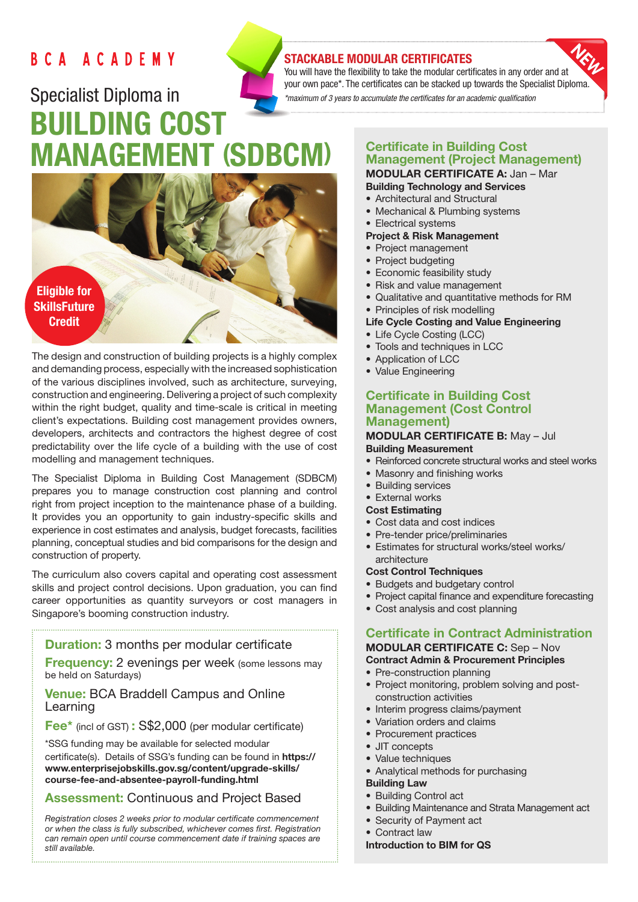BCA ACADEMY

# Specialist Diploma in BUILDING COST MANAGEMENT (SDBCM)

## STACKABLE MODULAR CERTIFICATES

NEW

You will have the flexibility to take the modular certificates in any order and at your own pace*. The certificates can be stacked up towards the Specialist Diploma.

*\*maximum of 3 years to accumulate the certificates for an academic qualification*

**Eligible for SkillsFuture Credit**

The design and construction of building projects is a highly complex and demanding process, especially with the increased sophistication of the various disciplines involved, such as architecture, surveying, construction and engineering. Delivering a project of such complexity within the right budget, quality and time-scale is critical in meeting client's expectations. Building cost management provides owners, developers, architects and contractors the highest degree of cost predictability over the life cycle of a building with the use of cost modelling and management techniques.

The Specialist Diploma in Building Cost Management (SDBCM) prepares you to manage construction cost planning and control right from project inception to the maintenance phase of a building. It provides you an opportunity to gain industry-specific skills and experience in cost estimates and analysis, budget forecasts, facilities planning, conceptual studies and bid comparisons for the design and construction of property.

The curriculum also covers capital and operating cost assessment skills and project control decisions. Upon graduation, you can find career opportunities as quantity surveyors or cost managers in Singapore's booming construction industry.

**Duration:** 3 months per modular certificate

**Frequency:** 2 evenings per week (some lessons may be held on Saturdays)

**Venue:** BCA Braddell Campus and Online Learning

**Fee*** (incl of GST) **:** S$2,000 (per modular certificate)

*SSG funding may be available for selected modular certificate(s). Details of SSG's funding can be found in **https://www.enterprisejobskills.gov.sg/content/upgrade-skills/course-fee-and-absentee-payroll-funding.html**

**Assessment:** Continuous and Project Based

*Registration closes 2 weeks prior to modular certificate commencement or when the class is fully subscribed, whichever comes first. Registration can remain open until course commencement date if training spaces are still available.*

### Certificate in Building Cost Management (Project Management)

**MODULAR CERTIFICATE A:** Jan – Mar

**Building Technology and Services**
- Architectural and Structural
- Mechanical & Plumbing systems
- Electrical systems

**Project & Risk Management**
- Project management
- Project budgeting
- Economic feasibility study
- Risk and value management
- Qualitative and quantitative methods for RM
- Principles of risk modelling

**Life Cycle Costing and Value Engineering**
- Life Cycle Costing (LCC)
- Tools and techniques in LCC
- Application of LCC
- Value Engineering

### Certificate in Building Cost Management (Cost Control Management)

**MODULAR CERTIFICATE B:** May – Jul

**Building Measurement**
- Reinforced concrete structural works and steel works
- Masonry and finishing works
- Building services
- External works

**Cost Estimating**
- Cost data and cost indices
- Pre-tender price/preliminaries
- Estimates for structural works/steel works/ architecture

**Cost Control Techniques**
- Budgets and budgetary control
- Project capital finance and expenditure forecasting
- Cost analysis and cost planning

### Certificate in Contract Administration

**MODULAR CERTIFICATE C:** Sep – Nov

**Contract Admin & Procurement Principles**
- Pre-construction planning
- Project monitoring, problem solving and post-construction activities
- Interim progress claims/payment
- Variation orders and claims
- Procurement practices
- JIT concepts
- Value techniques
- Analytical methods for purchasing

**Building Law**
- Building Control act
- Building Maintenance and Strata Management act
- Security of Payment act
- Contract law

**Introduction to BIM for QS**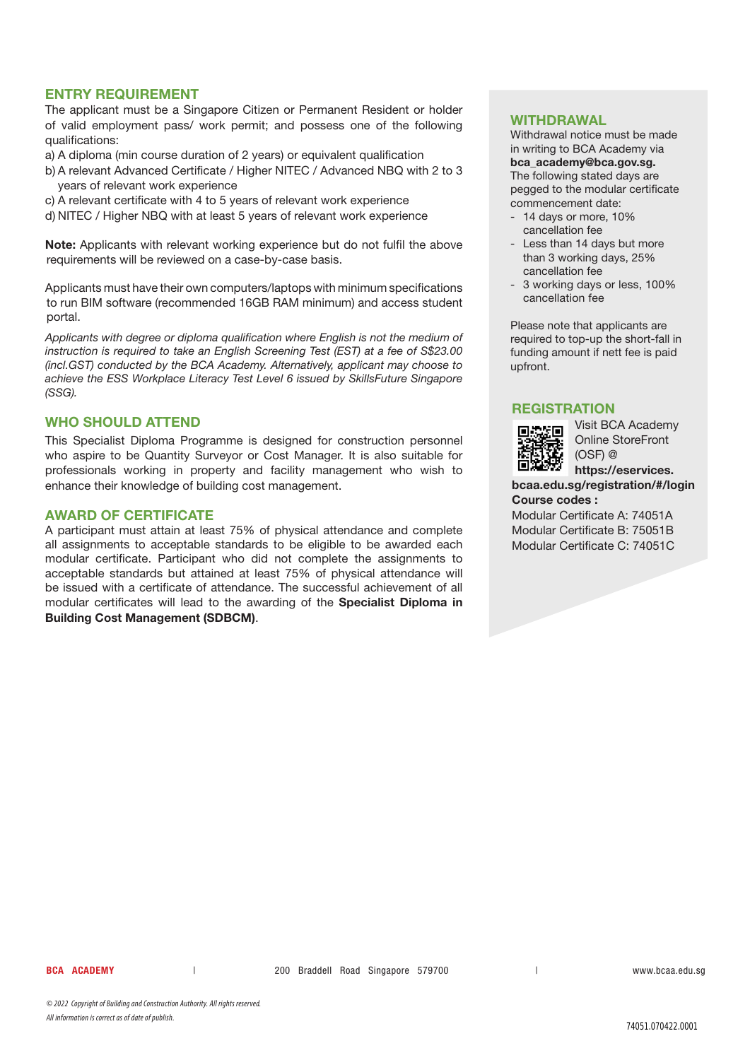## ENTRY REQUIREMENT

The applicant must be a Singapore Citizen or Permanent Resident or holder of valid employment pass/ work permit; and possess one of the following qualifications:

a) A diploma (min course duration of 2 years) or equivalent qualification
b) A relevant Advanced Certificate / Higher NITEC / Advanced NBQ with 2 to 3 years of relevant work experience
c) A relevant certificate with 4 to 5 years of relevant work experience
d) NITEC / Higher NBQ with at least 5 years of relevant work experience

**Note:** Applicants with relevant working experience but do not fulfil the above requirements will be reviewed on a case-by-case basis.

Applicants must have their own computers/laptops with minimum specifications to run BIM software (recommended 16GB RAM minimum) and access student portal.

*Applicants with degree or diploma qualification where English is not the medium of instruction is required to take an English Screening Test (EST) at a fee of S$23.00 (incl.GST) conducted by the BCA Academy. Alternatively, applicant may choose to achieve the ESS Workplace Literacy Test Level 6 issued by SkillsFuture Singapore (SSG).*

## WHO SHOULD ATTEND

This Specialist Diploma Programme is designed for construction personnel who aspire to be Quantity Surveyor or Cost Manager. It is also suitable for professionals working in property and facility management who wish to enhance their knowledge of building cost management.

## AWARD OF CERTIFICATE

A participant must attain at least 75% of physical attendance and complete all assignments to acceptable standards to be eligible to be awarded each modular certificate. Participant who did not complete the assignments to acceptable standards but attained at least 75% of physical attendance will be issued with a certificate of attendance. The successful achievement of all modular certificates will lead to the awarding of the **Specialist Diploma in Building Cost Management (SDBCM)**.

## WITHDRAWAL

Withdrawal notice must be made in writing to BCA Academy via **bca_academy@bca.gov.sg.** The following stated days are pegged to the modular certificate commencement date:

- 14 days or more, 10% cancellation fee
- Less than 14 days but more than 3 working days, 25% cancellation fee
- 3 working days or less, 100% cancellation fee

Please note that applicants are required to top-up the short-fall in funding amount if nett fee is paid upfront.

## REGISTRATION

Visit BCA Academy Online StoreFront (OSF) @ **https://eservices.bcaa.edu.sg/registration/#/login**

**Course codes :**

Modular Certificate A: 74051A
Modular Certificate B: 75051B
Modular Certificate C: 74051C

BCA ACADEMY | 200 Braddell Road Singapore 579700 | www.bcaa.edu.sg

*© 2022 Copyright of Building and Construction Authority. All rights reserved.*
*All information is correct as of date of publish.*

74051.070422.0001